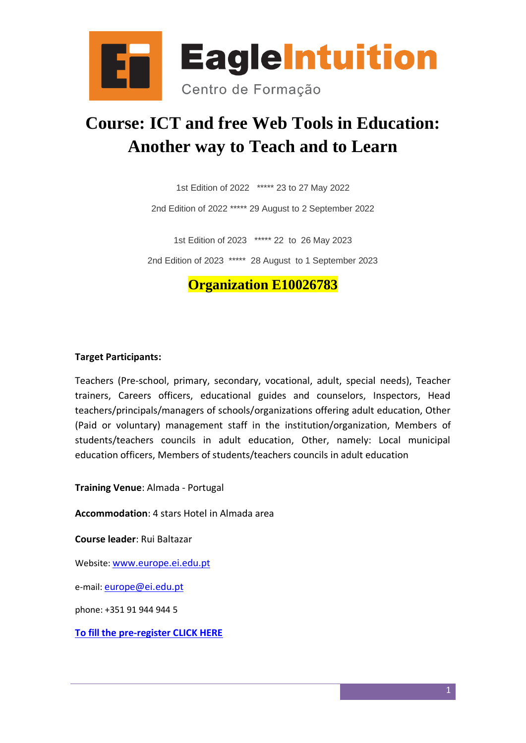EagleIntuition

Centro de Formação

# Course: ICT and free Web Tools in Education: Another way to Teach and to Learn

1st Edition of 2022 ***** 23 to 27 May 2022

2nd Edition of 2022 ***** 29 August to 2 September 2022

1st Edition of 2023 ***** 22 to 26 May 2023

2nd Edition of 2023 ***** 28 August to 1 September 2023

**Organization E10026783**

**Target Participants:**

Teachers (Pre-school, primary, secondary, vocational, adult, special needs), Teacher trainers, Careers officers, educational guides and counselors, Inspectors, Head teachers/principals/managers of schools/organizations offering adult education, Other (Paid or voluntary) management staff in the institution/organization, Members of students/teachers councils in adult education, Other, namely: Local municipal education officers, Members of students/teachers councils in adult education

**Training Venue**: Almada - Portugal

**Accommodation**: 4 stars Hotel in Almada area

**Course leader**: Rui Baltazar

Website: www.europe.ei.edu.pt

e-mail: europe@ei.edu.pt

phone: +351 91 944 944 5

**To fill the pre-register CLICK HERE**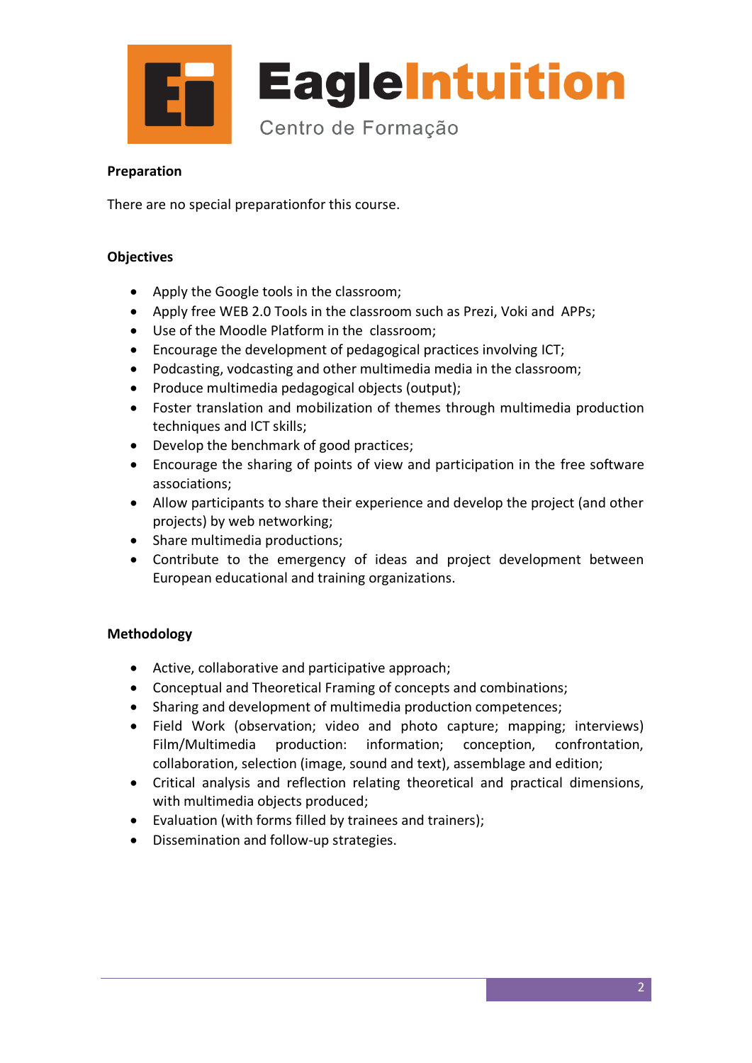**Preparation**

There are no special preparationfor this course.

**Objectives**

- Apply the Google tools in the classroom;
- Apply free WEB 2.0 Tools in the classroom such as Prezi, Voki and APPs;
- Use of the Moodle Platform in the classroom;
- Encourage the development of pedagogical practices involving ICT;
- Podcasting, vodcasting and other multimedia media in the classroom;
- Produce multimedia pedagogical objects (output);
- Foster translation and mobilization of themes through multimedia production techniques and ICT skills;
- Develop the benchmark of good practices;
- Encourage the sharing of points of view and participation in the free software associations;
- Allow participants to share their experience and develop the project (and other projects) by web networking;
- Share multimedia productions;
- Contribute to the emergency of ideas and project development between European educational and training organizations.

**Methodology**

- Active, collaborative and participative approach;
- Conceptual and Theoretical Framing of concepts and combinations;
- Sharing and development of multimedia production competences;
- Field Work (observation; video and photo capture; mapping; interviews) Film/Multimedia production: information; conception, confrontation, collaboration, selection (image, sound and text), assemblage and edition;
- Critical analysis and reflection relating theoretical and practical dimensions, with multimedia objects produced;
- Evaluation (with forms filled by trainees and trainers);
- Dissemination and follow-up strategies.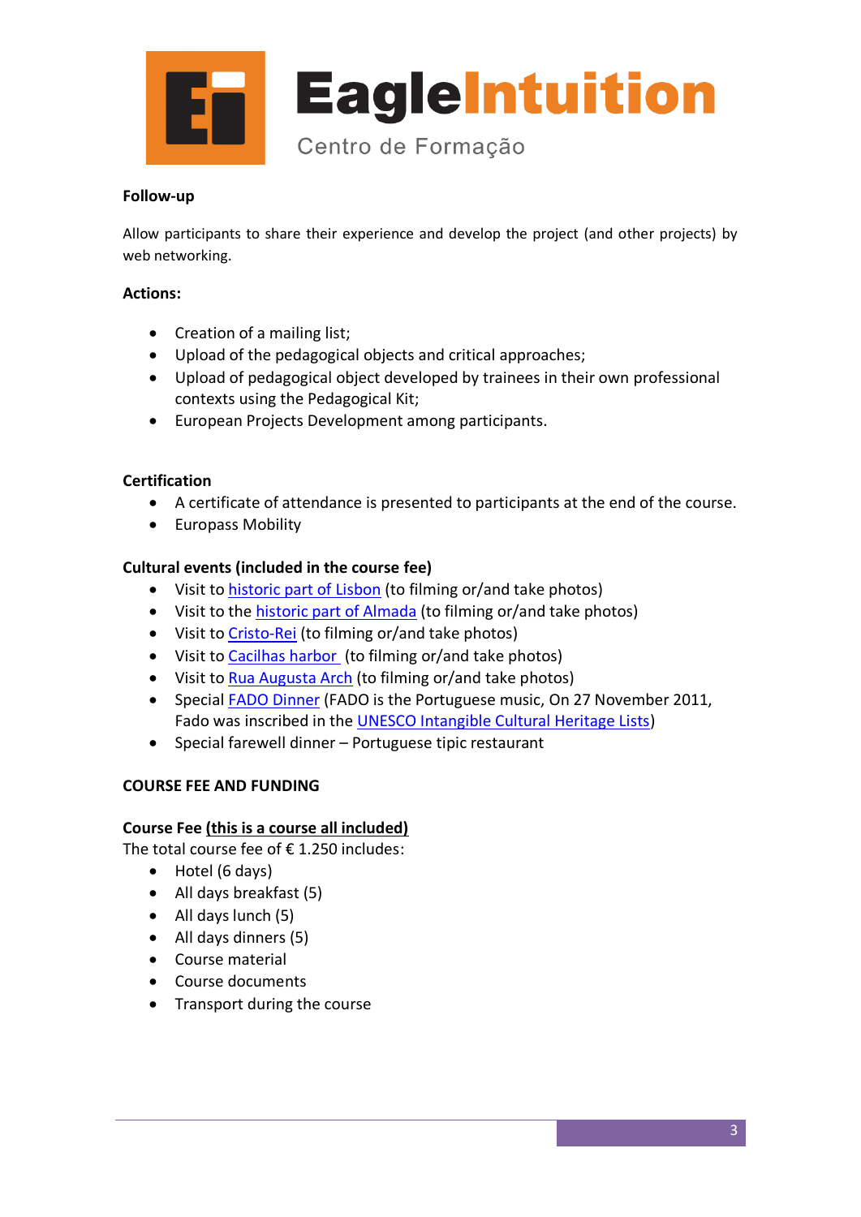**Follow-up**

Allow participants to share their experience and develop the project (and other projects) by web networking.

**Actions:**

- Creation of a mailing list;
- Upload of the pedagogical objects and critical approaches;
- Upload of pedagogical object developed by trainees in their own professional contexts using the Pedagogical Kit;
- European Projects Development among participants.

**Certification**

- A certificate of attendance is presented to participants at the end of the course.
- Europass Mobility

**Cultural events (included in the course fee)**

- Visit to historic part of Lisbon (to filming or/and take photos)
- Visit to the historic part of Almada (to filming or/and take photos)
- Visit to Cristo-Rei (to filming or/and take photos)
- Visit to Cacilhas harbor (to filming or/and take photos)
- Visit to Rua Augusta Arch (to filming or/and take photos)
- Special FADO Dinner (FADO is the Portuguese music, On 27 November 2011, Fado was inscribed in the UNESCO Intangible Cultural Heritage Lists)
- Special farewell dinner – Portuguese tipic restaurant

**COURSE FEE AND FUNDING**

**Course Fee <u>(this is a course all included)</u>**
The total course fee of € 1.250 includes:

- Hotel (6 days)
- All days breakfast (5)
- All days lunch (5)
- All days dinners (5)
- Course material
- Course documents
- Transport during the course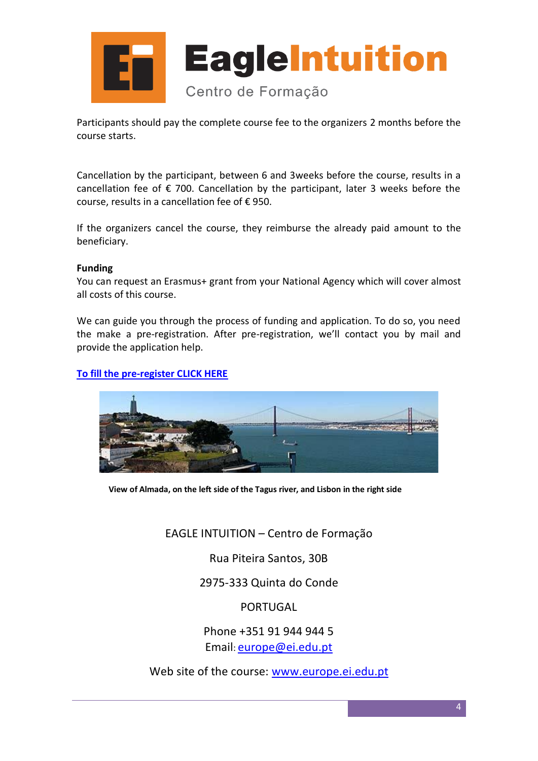Participants should pay the complete course fee to the organizers 2 months before the course starts.

Cancellation by the participant, between 6 and 3weeks before the course, results in a cancellation fee of € 700. Cancellation by the participant, later 3 weeks before the course, results in a cancellation fee of € 950.

If the organizers cancel the course, they reimburse the already paid amount to the beneficiary.

**Funding**

You can request an Erasmus+ grant from your National Agency which will cover almost all costs of this course.

We can guide you through the process of funding and application. To do so, you need the make a pre-registration. After pre-registration, we'll contact you by mail and provide the application help.

**To fill the pre-register CLICK HERE**

**View of Almada, on the left side of the Tagus river, and Lisbon in the right side**

EAGLE INTUITION – Centro de Formação

Rua Piteira Santos, 30B

2975-333 Quinta do Conde

PORTUGAL

Phone +351 91 944 944 5
Email: europe@ei.edu.pt

Web site of the course: www.europe.ei.edu.pt